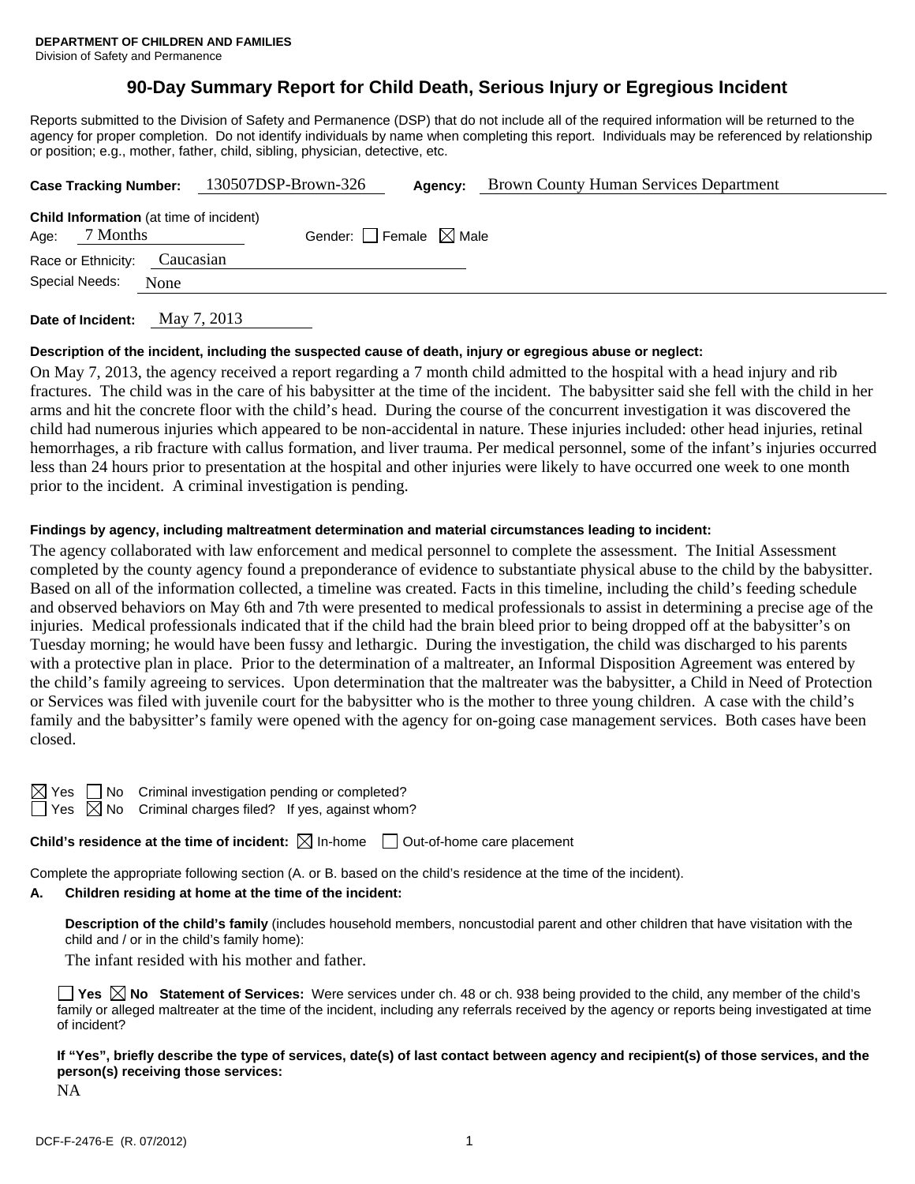**DEPARTMENT OF CHILDREN AND FAMILIES**
Division of Safety and Permanence

# 90-Day Summary Report for Child Death, Serious Injury or Egregious Incident

Reports submitted to the Division of Safety and Permanence (DSP) that do not include all of the required information will be returned to the agency for proper completion. Do not identify individuals by name when completing this report. Individuals may be referenced by relationship or position; e.g., mother, father, child, sibling, physician, detective, etc.

**Case Tracking Number:** 130507DSP-Brown-326 **Agency:** Brown County Human Services Department

**Child Information** (at time of incident)
Age: 7 Months Gender: ☐ Female ☒ Male
Race or Ethnicity: Caucasian
Special Needs: None

**Date of Incident:** May 7, 2013

**Description of the incident, including the suspected cause of death, injury or egregious abuse or neglect:**

On May 7, 2013, the agency received a report regarding a 7 month child admitted to the hospital with a head injury and rib fractures. The child was in the care of his babysitter at the time of the incident. The babysitter said she fell with the child in her arms and hit the concrete floor with the child's head. During the course of the concurrent investigation it was discovered the child had numerous injuries which appeared to be non-accidental in nature. These injuries included: other head injuries, retinal hemorrhages, a rib fracture with callus formation, and liver trauma. Per medical personnel, some of the infant's injuries occurred less than 24 hours prior to presentation at the hospital and other injuries were likely to have occurred one week to one month prior to the incident. A criminal investigation is pending.

**Findings by agency, including maltreatment determination and material circumstances leading to incident:**

The agency collaborated with law enforcement and medical personnel to complete the assessment. The Initial Assessment completed by the county agency found a preponderance of evidence to substantiate physical abuse to the child by the babysitter. Based on all of the information collected, a timeline was created. Facts in this timeline, including the child's feeding schedule and observed behaviors on May 6th and 7th were presented to medical professionals to assist in determining a precise age of the injuries. Medical professionals indicated that if the child had the brain bleed prior to being dropped off at the babysitter's on Tuesday morning; he would have been fussy and lethargic. During the investigation, the child was discharged to his parents with a protective plan in place. Prior to the determination of a maltreater, an Informal Disposition Agreement was entered by the child's family agreeing to services. Upon determination that the maltreater was the babysitter, a Child in Need of Protection or Services was filed with juvenile court for the babysitter who is the mother to three young children. A case with the child's family and the babysitter's family were opened with the agency for on-going case management services. Both cases have been closed.

☒ Yes ☐ No Criminal investigation pending or completed?
☐ Yes ☒ No Criminal charges filed? If yes, against whom?

**Child's residence at the time of incident:** ☒ In-home ☐ Out-of-home care placement

Complete the appropriate following section (A. or B. based on the child's residence at the time of the incident).

**A. Children residing at home at the time of the incident:**

**Description of the child's family** (includes household members, noncustodial parent and other children that have visitation with the child and / or in the child's family home):

The infant resided with his mother and father.

☐ **Yes** ☒ **No** **Statement of Services:** Were services under ch. 48 or ch. 938 being provided to the child, any member of the child's family or alleged maltreater at the time of the incident, including any referrals received by the agency or reports being investigated at time of incident?

**If "Yes", briefly describe the type of services, date(s) of last contact between agency and recipient(s) of those services, and the person(s) receiving those services:**

NA

DCF-F-2476-E (R. 07/2012)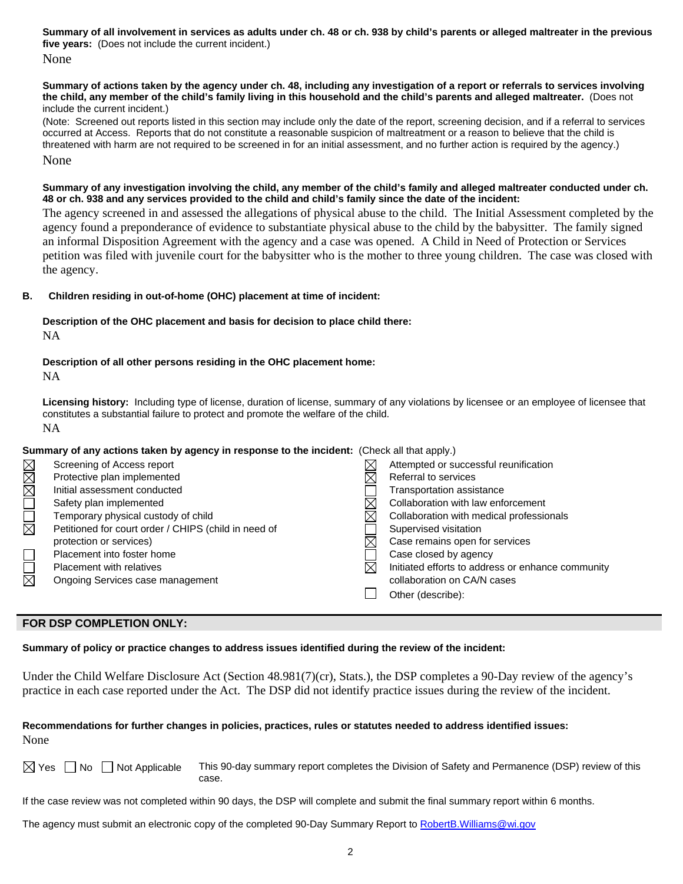**Summary of all involvement in services as adults under ch. 48 or ch. 938 by child's parents or alleged maltreater in the previous five years:** (Does not include the current incident.)

None

**Summary of actions taken by the agency under ch. 48, including any investigation of a report or referrals to services involving the child, any member of the child's family living in this household and the child's parents and alleged maltreater.** (Does not include the current incident.)

(Note: Screened out reports listed in this section may include only the date of the report, screening decision, and if a referral to services occurred at Access. Reports that do not constitute a reasonable suspicion of maltreatment or a reason to believe that the child is threatened with harm are not required to be screened in for an initial assessment, and no further action is required by the agency.)

None

**Summary of any investigation involving the child, any member of the child's family and alleged maltreater conducted under ch. 48 or ch. 938 and any services provided to the child and child's family since the date of the incident:**

The agency screened in and assessed the allegations of physical abuse to the child. The Initial Assessment completed by the agency found a preponderance of evidence to substantiate physical abuse to the child by the babysitter. The family signed an informal Disposition Agreement with the agency and a case was opened. A Child in Need of Protection or Services petition was filed with juvenile court for the babysitter who is the mother to three young children. The case was closed with the agency.

**B. Children residing in out-of-home (OHC) placement at time of incident:**

**Description of the OHC placement and basis for decision to place child there:**

NA

**Description of all other persons residing in the OHC placement home:**

NA

**Licensing history:** Including type of license, duration of license, summary of any violations by licensee or an employee of licensee that constitutes a substantial failure to protect and promote the welfare of the child.

NA

**Summary of any actions taken by agency in response to the incident:** (Check all that apply.)

- ☒ Screening of Access report
- ☒ Protective plan implemented
- ☒ Initial assessment conducted
- ☐ Safety plan implemented
- ☐ Temporary physical custody of child
- ☒ Petitioned for court order / CHIPS (child in need of protection or services)
- ☐ Placement into foster home
- ☐ Placement with relatives
- ☒ Ongoing Services case management
- ☒ Attempted or successful reunification
- ☒ Referral to services
- ☐ Transportation assistance
- ☒ Collaboration with law enforcement
- ☒ Collaboration with medical professionals
- ☐ Supervised visitation
- ☒ Case remains open for services
- ☐ Case closed by agency
- ☒ Initiated efforts to address or enhance community collaboration on CA/N cases
- ☐ Other (describe):

## FOR DSP COMPLETION ONLY:

**Summary of policy or practice changes to address issues identified during the review of the incident:**

Under the Child Welfare Disclosure Act (Section 48.981(7)(cr), Stats.), the DSP completes a 90-Day review of the agency's practice in each case reported under the Act. The DSP did not identify practice issues during the review of the incident.

**Recommendations for further changes in policies, practices, rules or statutes needed to address identified issues:**

None

☒ Yes ☐ No ☐ Not Applicable   This 90-day summary report completes the Division of Safety and Permanence (DSP) review of this case.

If the case review was not completed within 90 days, the DSP will complete and submit the final summary report within 6 months.

The agency must submit an electronic copy of the completed 90-Day Summary Report to RobertB.Williams@wi.gov